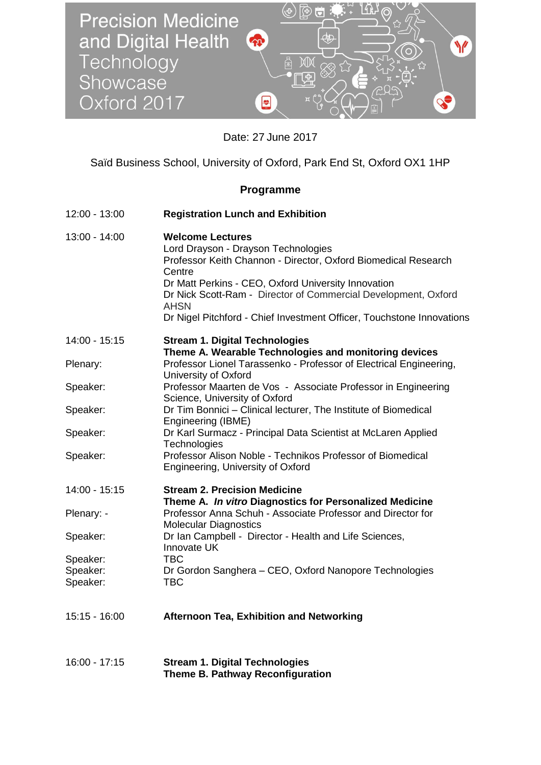# Precision Medicine and Digital Health Technology Showcase Oxford 2017

Date: 27 June 2017

Saïd Business School, University of Oxford, Park End St, Oxford OX1 1HP

## Programme

| | |
|---|---|
| 12:00 - 13:00 | **Registration Lunch and Exhibition** |
| 13:00 - 14:00 | **Welcome Lectures**<br>Lord Drayson - Drayson Technologies<br>Professor Keith Channon - Director, Oxford Biomedical Research Centre<br>Dr Matt Perkins - CEO, Oxford University Innovation<br>Dr Nick Scott-Ram - Director of Commercial Development, Oxford AHSN<br>Dr Nigel Pitchford - Chief Investment Officer, Touchstone Innovations |
| 14:00 - 15:15 | **Stream 1. Digital Technologies**<br>**Theme A. Wearable Technologies and monitoring devices** |
| Plenary: | Professor Lionel Tarassenko - Professor of Electrical Engineering, University of Oxford |
| Speaker: | Professor Maarten de Vos - Associate Professor in Engineering Science, University of Oxford |
| Speaker: | Dr Tim Bonnici – Clinical lecturer, The Institute of Biomedical Engineering (IBME) |
| Speaker: | Dr Karl Surmacz - Principal Data Scientist at McLaren Applied Technologies |
| Speaker: | Professor Alison Noble - Technikos Professor of Biomedical Engineering, University of Oxford |
| 14:00 - 15:15 | **Stream 2. Precision Medicine**<br>**Theme A. *In vitro* Diagnostics for Personalized Medicine** |
| Plenary: - | Professor Anna Schuh - Associate Professor and Director for Molecular Diagnostics |
| Speaker: | Dr Ian Campbell - Director - Health and Life Sciences, Innovate UK |
| Speaker: | TBC |
| Speaker: | Dr Gordon Sanghera – CEO, Oxford Nanopore Technologies |
| Speaker: | TBC |
| 15:15 - 16:00 | **Afternoon Tea, Exhibition and Networking** |
| 16:00 - 17:15 | **Stream 1. Digital Technologies**<br>**Theme B. Pathway Reconfiguration** |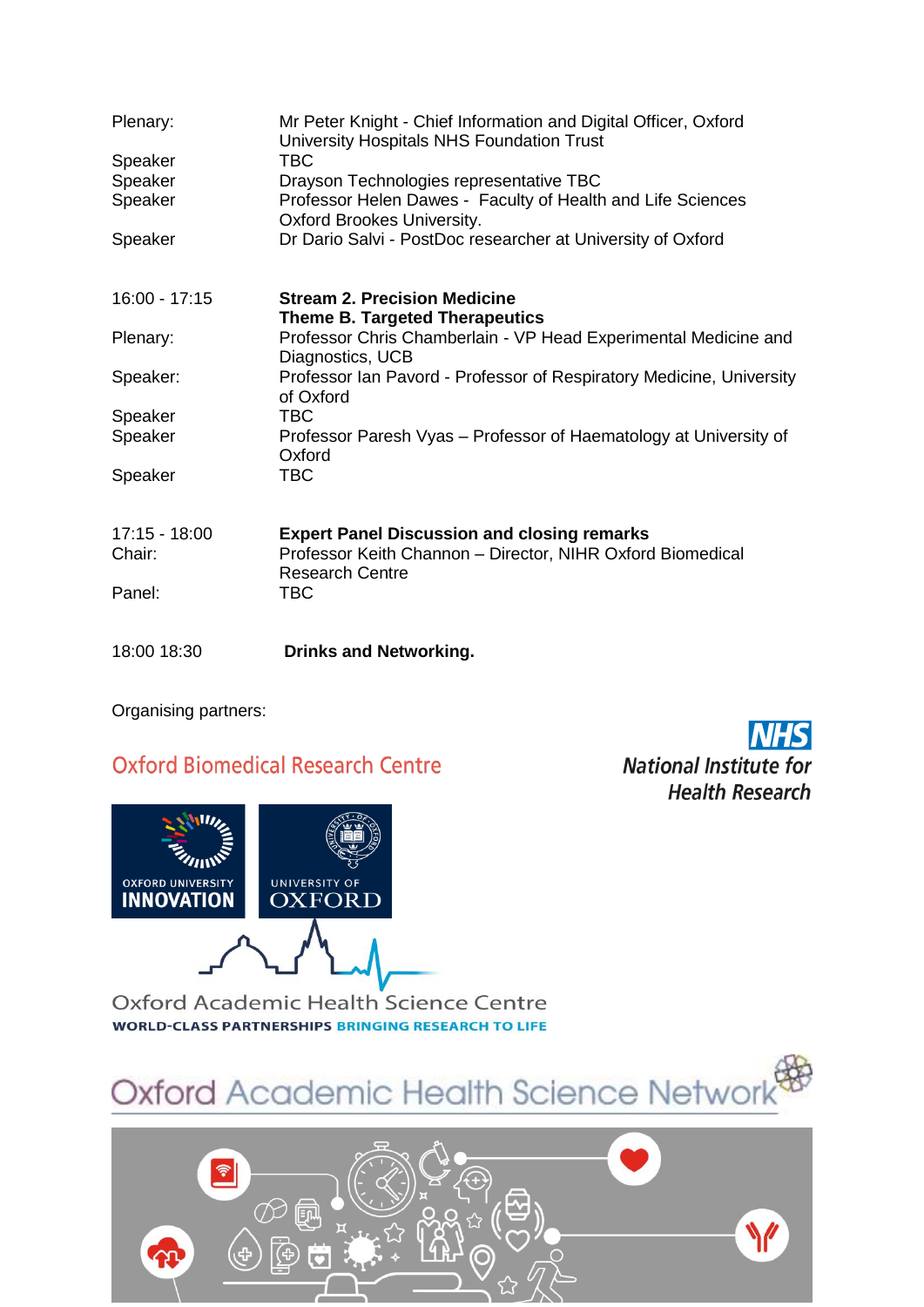| | |
|---|---|
| Plenary: | Mr Peter Knight - Chief Information and Digital Officer, Oxford University Hospitals NHS Foundation Trust |
| Speaker | TBC |
| Speaker | Drayson Technologies representative TBC |
| Speaker | Professor Helen Dawes - Faculty of Health and Life Sciences Oxford Brookes University. |
| Speaker | Dr Dario Salvi - PostDoc researcher at University of Oxford |
| | |
| 16:00 - 17:15 | **Stream 2. Precision Medicine**<br>**Theme B. Targeted Therapeutics** |
| Plenary: | Professor Chris Chamberlain - VP Head Experimental Medicine and Diagnostics, UCB |
| Speaker: | Professor Ian Pavord - Professor of Respiratory Medicine, University of Oxford |
| Speaker | TBC |
| Speaker | Professor Paresh Vyas – Professor of Haematology at University of Oxford |
| Speaker | TBC |
| | |
| 17:15 - 18:00 | **Expert Panel Discussion and closing remarks** |
| Chair: | Professor Keith Channon – Director, NIHR Oxford Biomedical Research Centre |
| Panel: | TBC |
| | |
| 18:00 18:30 | **Drinks and Networking.** |

Organising partners:

Oxford Biomedical Research Centre

NHS National Institute for Health Research

OXFORD UNIVERSITY INNOVATION

UNIVERSITY OF OXFORD

Oxford Academic Health Science Centre
WORLD-CLASS PARTNERSHIPS BRINGING RESEARCH TO LIFE

Oxford Academic Health Science Network